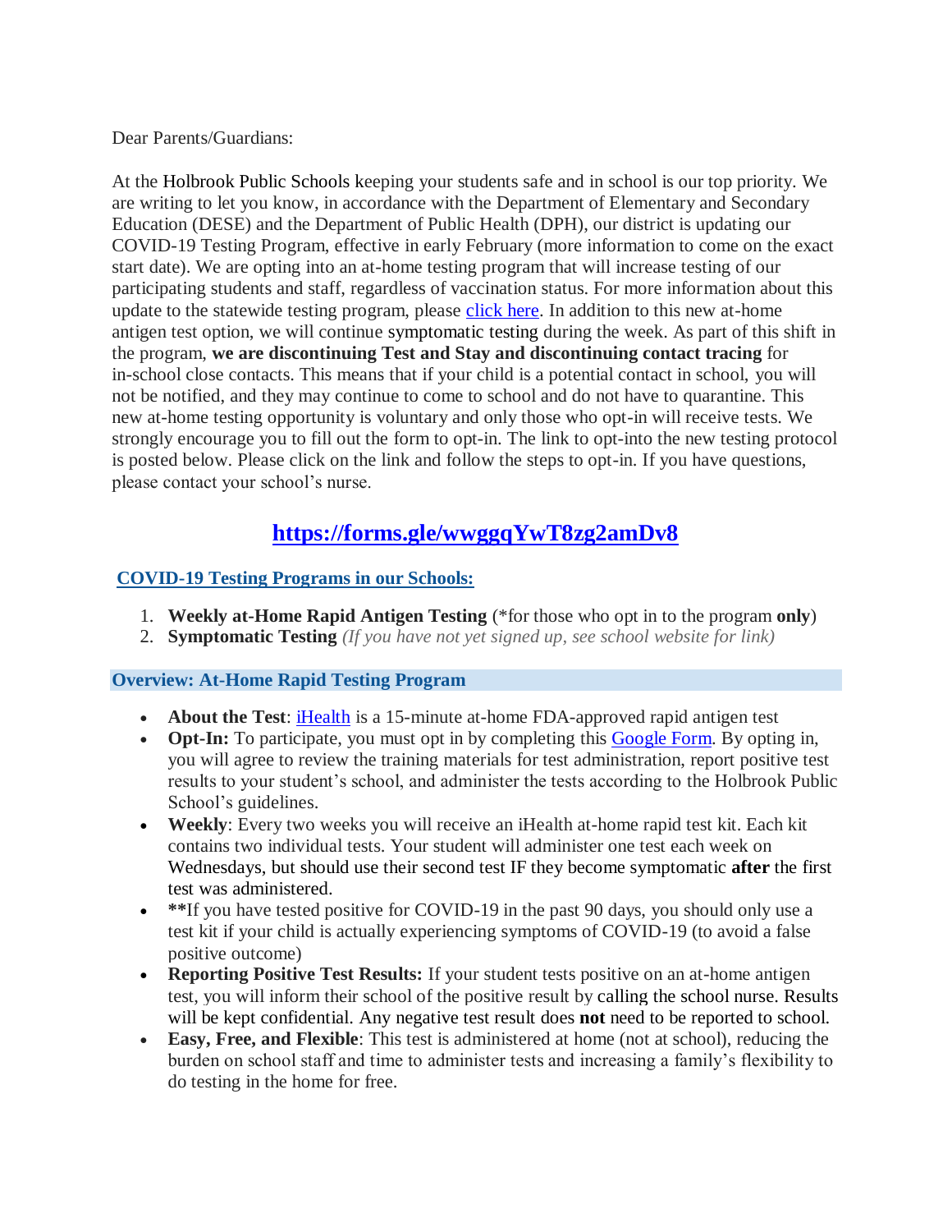Dear Parents/Guardians:

At the Holbrook Public Schools keeping your students safe and in school is our top priority. We are writing to let you know, in accordance with the Department of Elementary and Secondary Education (DESE) and the Department of Public Health (DPH), our district is updating our COVID-19 Testing Program, effective in early February (more information to come on the exact start date). We are opting into an at-home testing program that will increase testing of our participating students and staff, regardless of vaccination status. For more information about this update to the statewide testing program, please click here. In addition to this new at-home antigen test option, we will continue symptomatic testing during the week. As part of this shift in the program, **we are discontinuing Test and Stay and discontinuing contact tracing** for in-school close contacts. This means that if your child is a potential contact in school, you will not be notified, and they may continue to come to school and do not have to quarantine. This new at-home testing opportunity is voluntary and only those who opt-in will receive tests. We strongly encourage you to fill out the form to opt-in. The link to opt-into the new testing protocol is posted below. Please click on the link and follow the steps to opt-in. If you have questions, please contact your school's nurse.

## https://forms.gle/wwggqYwT8zg2amDv8

### COVID-19 Testing Programs in our Schools:

1. **Weekly at-Home Rapid Antigen Testing** (*for those who opt in to the program **only**)
2. **Symptomatic Testing** *(If you have not yet signed up, see school website for link)*

### Overview: At-Home Rapid Testing Program

- **About the Test**: iHealth is a 15-minute at-home FDA-approved rapid antigen test
- **Opt-In:** To participate, you must opt in by completing this Google Form. By opting in, you will agree to review the training materials for test administration, report positive test results to your student's school, and administer the tests according to the Holbrook Public School's guidelines.
- **Weekly**: Every two weeks you will receive an iHealth at-home rapid test kit. Each kit contains two individual tests. Your student will administer one test each week on Wednesdays, but should use their second test IF they become symptomatic **after** the first test was administered.
- **&ast;&ast;**If you have tested positive for COVID-19 in the past 90 days, you should only use a test kit if your child is actually experiencing symptoms of COVID-19 (to avoid a false positive outcome)
- **Reporting Positive Test Results:** If your student tests positive on an at-home antigen test, you will inform their school of the positive result by calling the school nurse. Results will be kept confidential. Any negative test result does **not** need to be reported to school.
- **Easy, Free, and Flexible**: This test is administered at home (not at school), reducing the burden on school staff and time to administer tests and increasing a family's flexibility to do testing in the home for free.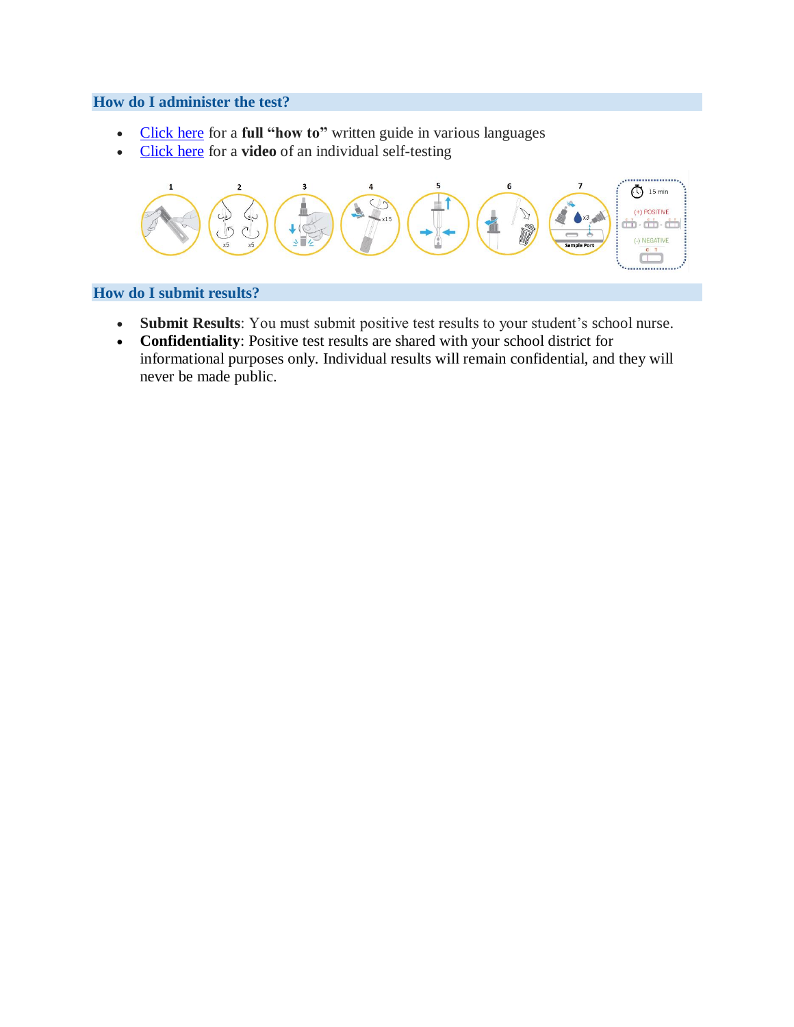## How do I administer the test?

- Click here for a **full "how to"** written guide in various languages
- Click here for a **video** of an individual self-testing

1
2
x5
x5
3
4
x15
5
6
7
x3
Sample Port
15 min
(+) POSITIVE
C T
C T
C T
(-) NEGATIVE
C T

## How do I submit results?

- **Submit Results**: You must submit positive test results to your student's school nurse.
- **Confidentiality**: Positive test results are shared with your school district for informational purposes only. Individual results will remain confidential, and they will never be made public.